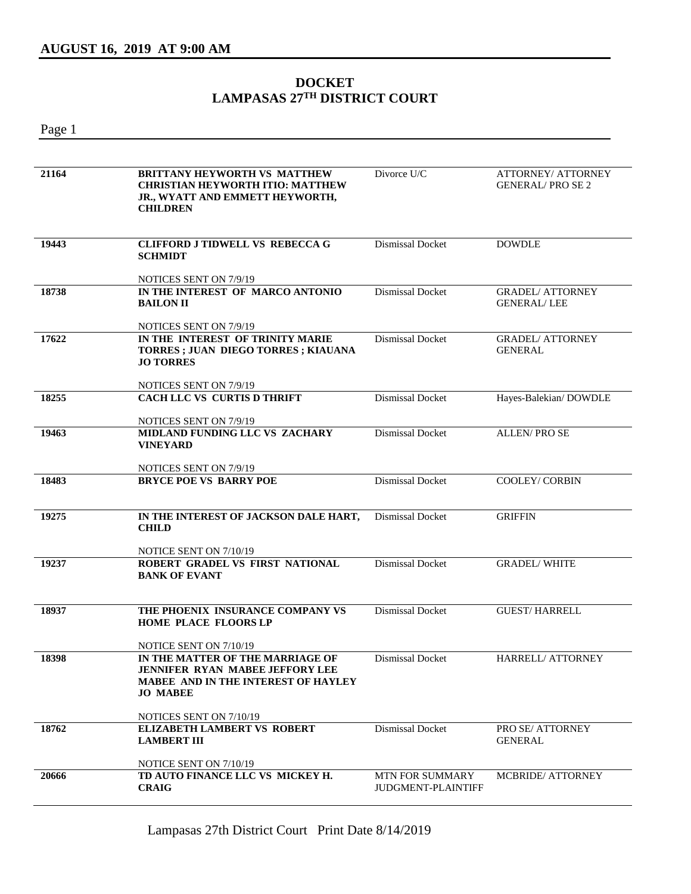## AUGUST 16, 2019 AT 9:00 AM

# DOCKET
# LAMPASAS 27TH DISTRICT COURT

| Cause No. | Style | Type | Attorneys |
|---|---|---|---|
| 21164 | **BRITTANY HEYWORTH VS MATTHEW CHRISTIAN HEYWORTH ITIO: MATTHEW JR., WYATT AND EMMETT HEYWORTH, CHILDREN** | Divorce U/C | ATTORNEY/ ATTORNEY GENERAL/ PRO SE 2 |
| 19443 | **CLIFFORD J TIDWELL VS REBECCA G SCHMIDT**<br>NOTICES SENT ON 7/9/19 | Dismissal Docket | DOWDLE |
| 18738 | **IN THE INTEREST OF MARCO ANTONIO BAILON II**<br>NOTICES SENT ON 7/9/19 | Dismissal Docket | GRADEL/ ATTORNEY GENERAL/ LEE |
| 17622 | **IN THE INTEREST OF TRINITY MARIE TORRES ; JUAN DIEGO TORRES ; KIAUANA JO TORRES**<br>NOTICES SENT ON 7/9/19 | Dismissal Docket | GRADEL/ ATTORNEY GENERAL |
| 18255 | **CACH LLC VS CURTIS D THRIFT**<br>NOTICES SENT ON 7/9/19 | Dismissal Docket | Hayes-Balekian/ DOWDLE |
| 19463 | **MIDLAND FUNDING LLC VS ZACHARY VINEYARD**<br>NOTICES SENT ON 7/9/19 | Dismissal Docket | ALLEN/ PRO SE |
| 18483 | **BRYCE POE VS BARRY POE** | Dismissal Docket | COOLEY/ CORBIN |
| 19275 | **IN THE INTEREST OF JACKSON DALE HART, CHILD**<br>NOTICE SENT ON 7/10/19 | Dismissal Docket | GRIFFIN |
| 19237 | **ROBERT GRADEL VS FIRST NATIONAL BANK OF EVANT** | Dismissal Docket | GRADEL/ WHITE |
| 18937 | **THE PHOENIX INSURANCE COMPANY VS HOME PLACE FLOORS LP**<br>NOTICE SENT ON 7/10/19 | Dismissal Docket | GUEST/ HARRELL |
| 18398 | **IN THE MATTER OF THE MARRIAGE OF JENNIFER RYAN MABEE JEFFORY LEE MABEE AND IN THE INTEREST OF HAYLEY JO MABEE**<br>NOTICES SENT ON 7/10/19 | Dismissal Docket | HARRELL/ ATTORNEY |
| 18762 | **ELIZABETH LAMBERT VS ROBERT LAMBERT III**<br>NOTICE SENT ON 7/10/19 | Dismissal Docket | PRO SE/ ATTORNEY GENERAL |
| 20666 | **TD AUTO FINANCE LLC VS MICKEY H. CRAIG** | MTN FOR SUMMARY JUDGMENT-PLAINTIFF | MCBRIDE/ ATTORNEY |

Lampasas 27th District Court Print Date 8/14/2019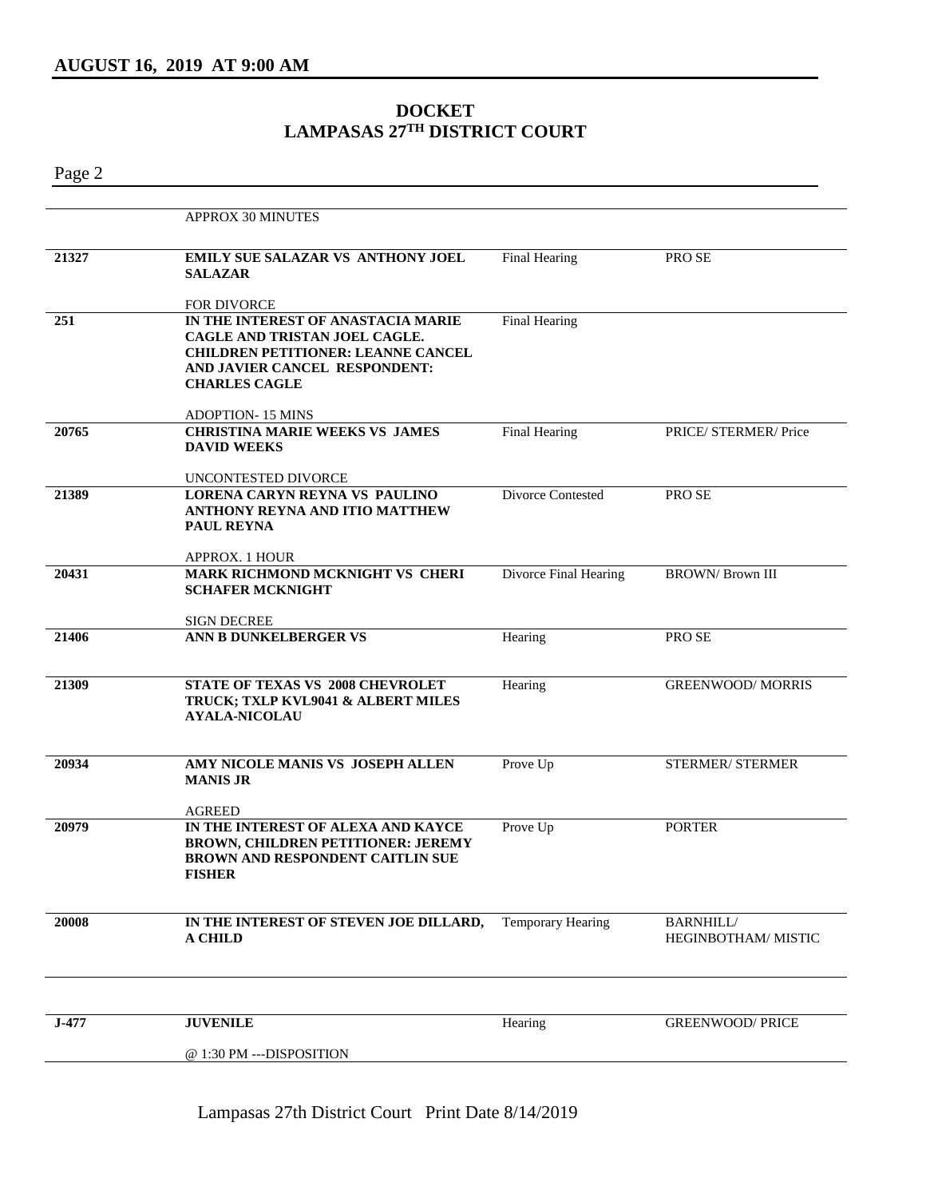## AUGUST 16, 2019 AT 9:00 AM

# DOCKET
# LAMPASAS 27TH DISTRICT COURT

| Case No. | Case | Type | Attorneys |
|---|---|---|---|
| | APPROX 30 MINUTES | | |
| 21327 | **EMILY SUE SALAZAR VS ANTHONY JOEL SALAZAR**<br><br>FOR DIVORCE | Final Hearing | PRO SE |
| 251 | **IN THE INTEREST OF ANASTACIA MARIE CAGLE AND TRISTAN JOEL CAGLE. CHILDREN PETITIONER: LEANNE CANCEL AND JAVIER CANCEL RESPONDENT: CHARLES CAGLE**<br><br>ADOPTION- 15 MINS | Final Hearing | |
| 20765 | **CHRISTINA MARIE WEEKS VS JAMES DAVID WEEKS**<br><br>UNCONTESTED DIVORCE | Final Hearing | PRICE/ STERMER/ Price |
| 21389 | **LORENA CARYN REYNA VS PAULINO ANTHONY REYNA AND ITIO MATTHEW PAUL REYNA**<br><br>APPROX. 1 HOUR | Divorce Contested | PRO SE |
| 20431 | **MARK RICHMOND MCKNIGHT VS CHERI SCHAFER MCKNIGHT**<br><br>SIGN DECREE | Divorce Final Hearing | BROWN/ Brown III |
| 21406 | **ANN B DUNKELBERGER VS** | Hearing | PRO SE |
| 21309 | **STATE OF TEXAS VS 2008 CHEVROLET TRUCK; TXLP KVL9041 & ALBERT MILES AYALA-NICOLAU** | Hearing | GREENWOOD/ MORRIS |
| 20934 | **AMY NICOLE MANIS VS JOSEPH ALLEN MANIS JR**<br><br>AGREED | Prove Up | STERMER/ STERMER |
| 20979 | **IN THE INTEREST OF ALEXA AND KAYCE BROWN, CHILDREN PETITIONER: JEREMY BROWN AND RESPONDENT CAITLIN SUE FISHER** | Prove Up | PORTER |
| 20008 | **IN THE INTEREST OF STEVEN JOE DILLARD, A CHILD** | Temporary Hearing | BARNHILL/ HEGINBOTHAM/ MISTIC |
| J-477 | **JUVENILE**<br><br>@ 1:30 PM ---DISPOSITION | Hearing | GREENWOOD/ PRICE |

Lampasas 27th District Court Print Date 8/14/2019